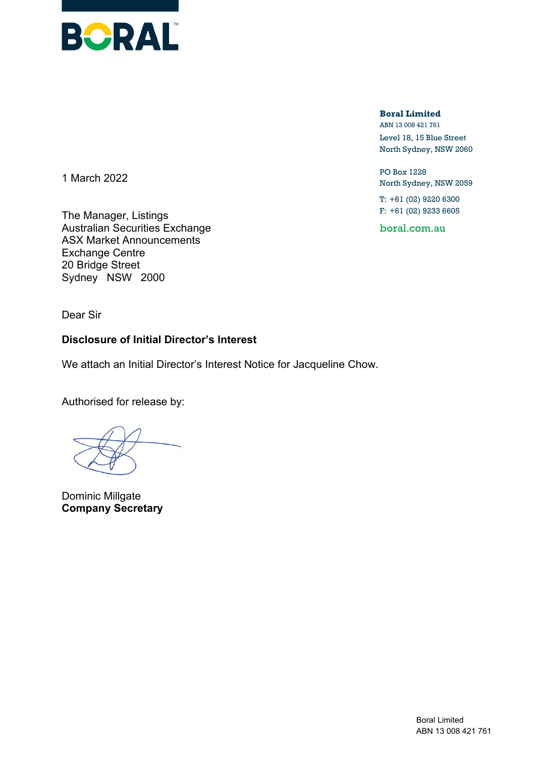**Boral Limited**
ABN 13 008 421 761
Level 18, 15 Blue Street
North Sydney, NSW 2060

PO Box 1228
North Sydney, NSW 2059

T: +61 (02) 9220 6300
F: +61 (02) 9233 6605

boral.com.au

1 March 2022

The Manager, Listings
Australian Securities Exchange
ASX Market Announcements
Exchange Centre
20 Bridge Street
Sydney NSW 2000

Dear Sir

**Disclosure of Initial Director's Interest**

We attach an Initial Director's Interest Notice for Jacqueline Chow.

Authorised for release by:

Dominic Millgate
**Company Secretary**

Boral Limited
ABN 13 008 421 761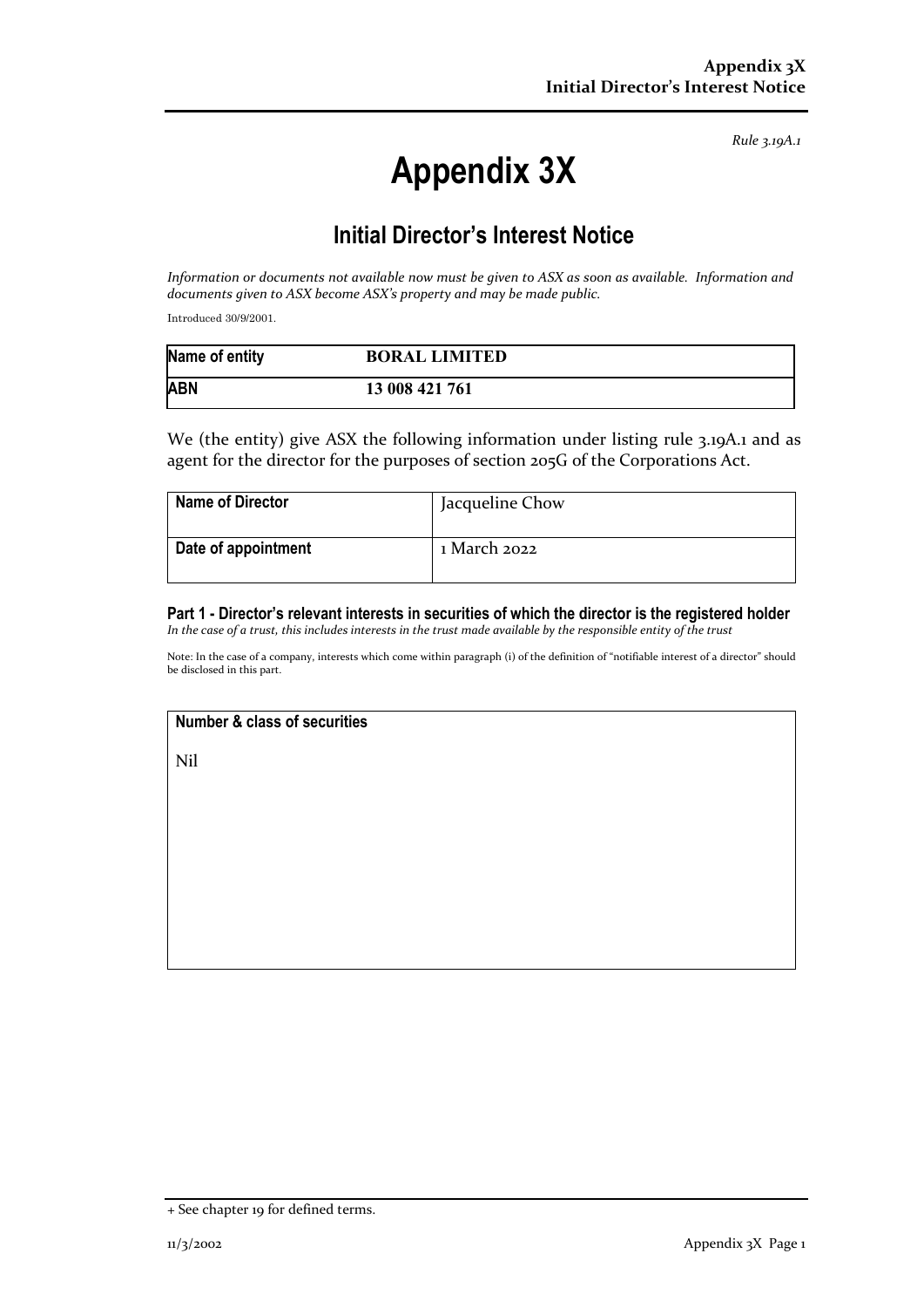*Rule 3.19A.1*

# Appendix 3X

## Initial Director's Interest Notice

*Information or documents not available now must be given to ASX as soon as available. Information and documents given to ASX become ASX's property and may be made public.*

Introduced 30/9/2001.

| Name of entity | BORAL LIMITED |
|---|---|
| ABN | 13 008 421 761 |

We (the entity) give ASX the following information under listing rule 3.19A.1 and as agent for the director for the purposes of section 205G of the Corporations Act.

| Name of Director | Jacqueline Chow |
|---|---|
| Date of appointment | 1 March 2022 |

### Part 1 - Director's relevant interests in securities of which the director is the registered holder

*In the case of a trust, this includes interests in the trust made available by the responsible entity of the trust*

Note: In the case of a company, interests which come within paragraph (i) of the definition of "notifiable interest of a director" should be disclosed in this part.

| Number & class of securities |
|---|
| Nil |

+ See chapter 19 for defined terms.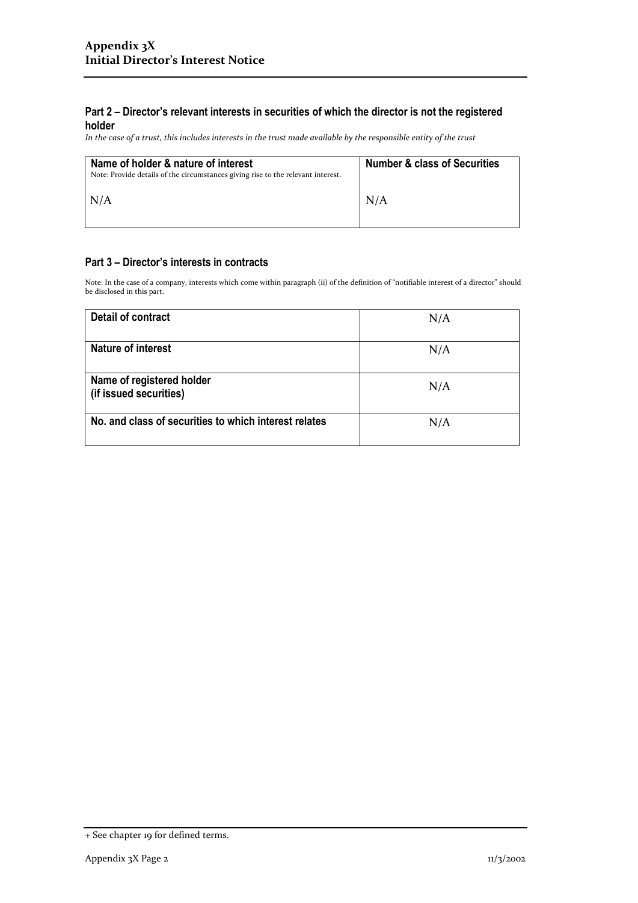## Part 2 – Director's relevant interests in securities of which the director is not the registered holder

*In the case of a trust, this includes interests in the trust made available by the responsible entity of the trust*

| Name of holder & nature of interest<br>Note: Provide details of the circumstances giving rise to the relevant interest. | Number & class of Securities |
|---|---|
| N/A | N/A |

## Part 3 – Director's interests in contracts

Note: In the case of a company, interests which come within paragraph (ii) of the definition of "notifiable interest of a director" should be disclosed in this part.

| | |
|---|---|
| **Detail of contract** | N/A |
| **Nature of interest** | N/A |
| **Name of registered holder (if issued securities)** | N/A |
| **No. and class of securities to which interest relates** | N/A |

+ See chapter 19 for defined terms.